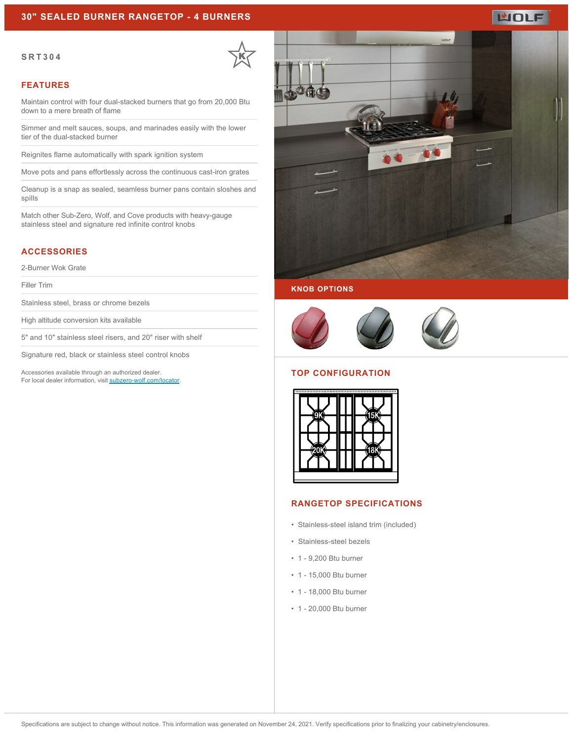# 30" SEALED BURNER RANGETOP - 4 BURNERS

**SRT304**

## FEATURES

Maintain control with four dual-stacked burners that go from 20,000 Btu down to a mere breath of flame

Simmer and melt sauces, soups, and marinades easily with the lower tier of the dual-stacked burner

Reignites flame automatically with spark ignition system

Move pots and pans effortlessly across the continuous cast-iron grates

Cleanup is a snap as sealed, seamless burner pans contain sloshes and spills

Match other Sub-Zero, Wolf, and Cove products with heavy-gauge stainless steel and signature red infinite control knobs

## ACCESSORIES

2-Burner Wok Grate

Filler Trim

Stainless steel, brass or chrome bezels

High altitude conversion kits available

5" and 10" stainless steel risers, and 20" riser with shelf

Signature red, black or stainless steel control knobs

Accessories available through an authorized dealer.
For local dealer information, visit subzero-wolf.com/locator.

## KNOB OPTIONS

## TOP CONFIGURATION

9K 15K 20K 18K

## RANGETOP SPECIFICATIONS

- Stainless-steel island trim (included)
- Stainless-steel bezels
- 1 - 9,200 Btu burner
- 1 - 15,000 Btu burner
- 1 - 18,000 Btu burner
- 1 - 20,000 Btu burner

Specifications are subject to change without notice. This information was generated on November 24, 2021. Verify specifications prior to finalizing your cabinetry/enclosures.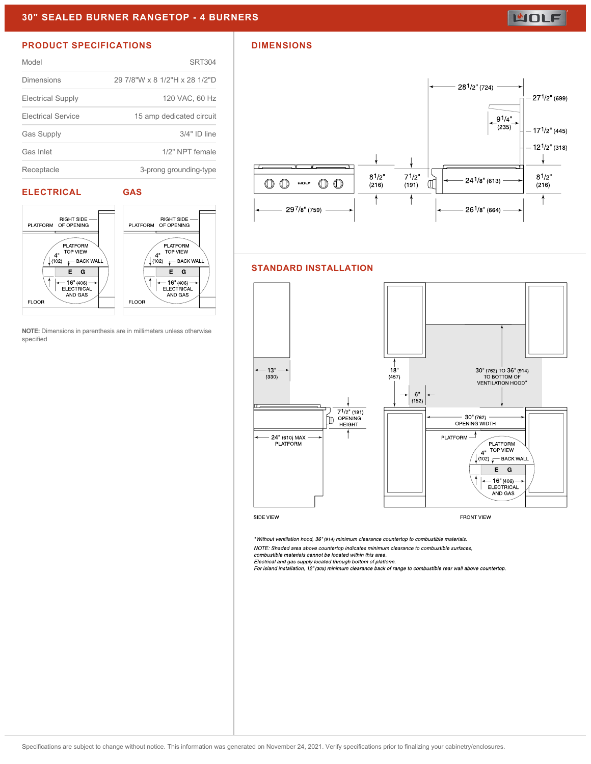# 30" SEALED BURNER RANGETOP - 4 BURNERS

## PRODUCT SPECIFICATIONS

| | |
|---|---|
| Model | SRT304 |
| Dimensions | 29 7/8"W x 8 1/2"H x 28 1/2"D |
| Electrical Supply | 120 VAC, 60 Hz |
| Electrical Service | 15 amp dedicated circuit |
| Gas Supply | 3/4" ID line |
| Gas Inlet | 1/2" NPT female |
| Receptacle | 3-prong grounding-type |

## ELECTRICAL

PLATFORM
RIGHT SIDE OF OPENING
PLATFORM TOP VIEW
4" (102)
BACK WALL
E G
16" (406) ELECTRICAL AND GAS
FLOOR

## GAS

PLATFORM
RIGHT SIDE OF OPENING
PLATFORM TOP VIEW
4" (102)
BACK WALL
E G
16" (406) ELECTRICAL AND GAS
FLOOR

**NOTE:** Dimensions in parenthesis are in millimeters unless otherwise specified

## DIMENSIONS

28 1/2" (724)
27 1/2" (699)
9 1/4" (235)
17 1/2" (445)
12 1/2" (318)
8 1/2" (216)
7 1/2" (191)
24 1/8" (613)
8 1/2" (216)
29 7/8" (759)
26 1/8" (664)

## STANDARD INSTALLATION

13" (330)
7 1/2" (191) OPENING HEIGHT
24" (610) MAX PLATFORM
18" (457)
6" (152)
30" (762) TO 36" (914) TO BOTTOM OF VENTILATION HOOD*
30" (762) OPENING WIDTH
PLATFORM
PLATFORM TOP VIEW
4" (102)
BACK WALL
E G
16" (406) ELECTRICAL AND GAS

SIDE VIEW

FRONT VIEW

*\*Without ventilation hood, 36" (914) minimum clearance countertop to combustible materials.*

*NOTE: Shaded area above countertop indicates minimum clearance to combustible surfaces, combustible materials cannot be located within this area.*
*Electrical and gas supply located through bottom of platform.*
*For island installation, 12" (305) minimum clearance back of range to combustible rear wall above countertop.*

Specifications are subject to change without notice. This information was generated on November 24, 2021. Verify specifications prior to finalizing your cabinetry/enclosures.